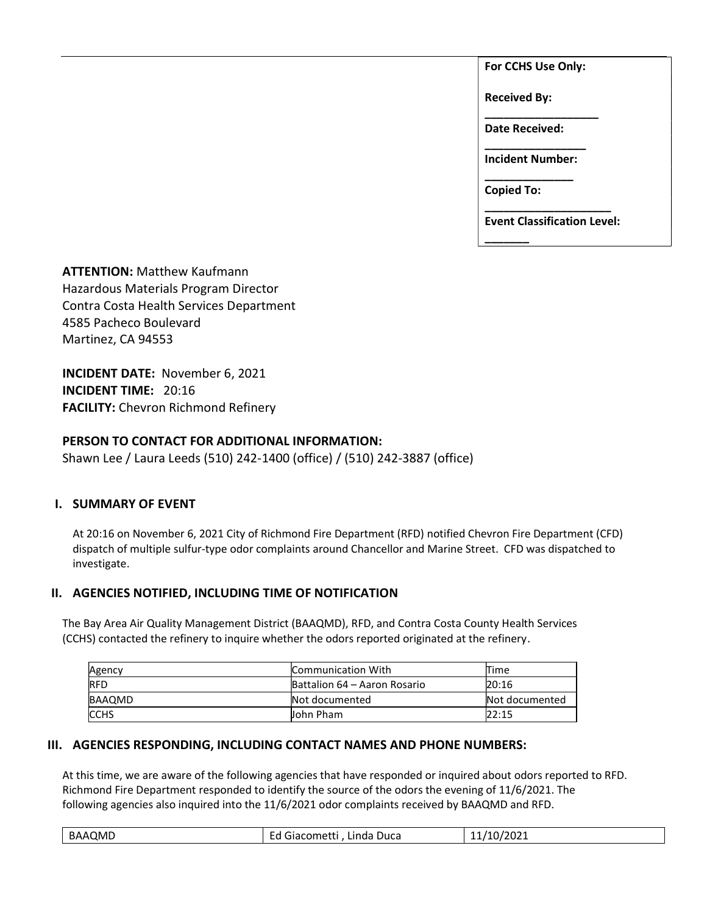**For CCHS Use Only:**

**Received By:** ___________________

**Date Received:** _________________

**Incident Number:** _______________

**Copied To:** _____________________

**Event Classification Level:** ________

**ATTENTION:** Matthew Kaufmann
Hazardous Materials Program Director
Contra Costa Health Services Department
4585 Pacheco Boulevard
Martinez, CA 94553

**INCIDENT DATE:** November 6, 2021
**INCIDENT TIME:** 20:16
**FACILITY:** Chevron Richmond Refinery

**PERSON TO CONTACT FOR ADDITIONAL INFORMATION:**
Shawn Lee / Laura Leeds (510) 242-1400 (office) / (510) 242-3887 (office)

## I. SUMMARY OF EVENT

At 20:16 on November 6, 2021 City of Richmond Fire Department (RFD) notified Chevron Fire Department (CFD) dispatch of multiple sulfur-type odor complaints around Chancellor and Marine Street. CFD was dispatched to investigate.

## II. AGENCIES NOTIFIED, INCLUDING TIME OF NOTIFICATION

The Bay Area Air Quality Management District (BAAQMD), RFD, and Contra Costa County Health Services (CCHS) contacted the refinery to inquire whether the odors reported originated at the refinery.

| Agency | Communication With | Time |
|---|---|---|
| RFD | Battalion 64 – Aaron Rosario | 20:16 |
| BAAQMD | Not documented | Not documented |
| CCHS | John Pham | 22:15 |

## III. AGENCIES RESPONDING, INCLUDING CONTACT NAMES AND PHONE NUMBERS:

At this time, we are aware of the following agencies that have responded or inquired about odors reported to RFD. Richmond Fire Department responded to identify the source of the odors the evening of 11/6/2021. The following agencies also inquired into the 11/6/2021 odor complaints received by BAAQMD and RFD.

| | | |
|---|---|---|
| BAAQMD | Ed Giacometti , Linda Duca | 11/10/2021 |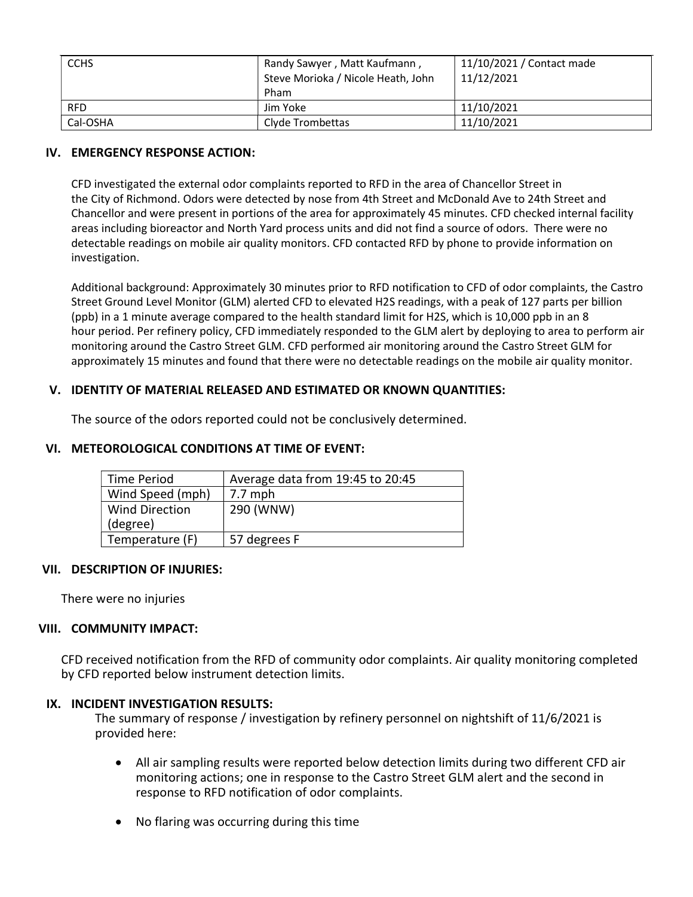| CCHS | Randy Sawyer , Matt Kaufmann , Steve Morioka / Nicole Heath, John Pham | 11/10/2021 / Contact made 11/12/2021 |
|---|---|---|
| RFD | Jim Yoke | 11/10/2021 |
| Cal-OSHA | Clyde Trombettas | 11/10/2021 |

## IV. EMERGENCY RESPONSE ACTION:

CFD investigated the external odor complaints reported to RFD in the area of Chancellor Street in the City of Richmond. Odors were detected by nose from 4th Street and McDonald Ave to 24th Street and Chancellor and were present in portions of the area for approximately 45 minutes. CFD checked internal facility areas including bioreactor and North Yard process units and did not find a source of odors. There were no detectable readings on mobile air quality monitors. CFD contacted RFD by phone to provide information on investigation.

Additional background: Approximately 30 minutes prior to RFD notification to CFD of odor complaints, the Castro Street Ground Level Monitor (GLM) alerted CFD to elevated $H_2S$ readings, with a peak of 127 parts per billion (ppb) in a 1 minute average compared to the health standard limit for $H_2S$, which is 10,000 ppb in an 8 hour period. Per refinery policy, CFD immediately responded to the GLM alert by deploying to area to perform air monitoring around the Castro Street GLM. CFD performed air monitoring around the Castro Street GLM for approximately 15 minutes and found that there were no detectable readings on the mobile air quality monitor.

## V. IDENTITY OF MATERIAL RELEASED AND ESTIMATED OR KNOWN QUANTITIES:

The source of the odors reported could not be conclusively determined.

## VI. METEOROLOGICAL CONDITIONS AT TIME OF EVENT:

| Time Period | Average data from 19:45 to 20:45 |
|---|---|
| Wind Speed (mph) | 7.7 mph |
| Wind Direction (degree) | 290 (WNW) |
| Temperature (F) | 57 degrees F |

## VII. DESCRIPTION OF INJURIES:

There were no injuries

## VIII. COMMUNITY IMPACT:

CFD received notification from the RFD of community odor complaints. Air quality monitoring completed by CFD reported below instrument detection limits.

## IX. INCIDENT INVESTIGATION RESULTS:

The summary of response / investigation by refinery personnel on nightshift of 11/6/2021 is provided here:

- All air sampling results were reported below detection limits during two different CFD air monitoring actions; one in response to the Castro Street GLM alert and the second in response to RFD notification of odor complaints.
- No flaring was occurring during this time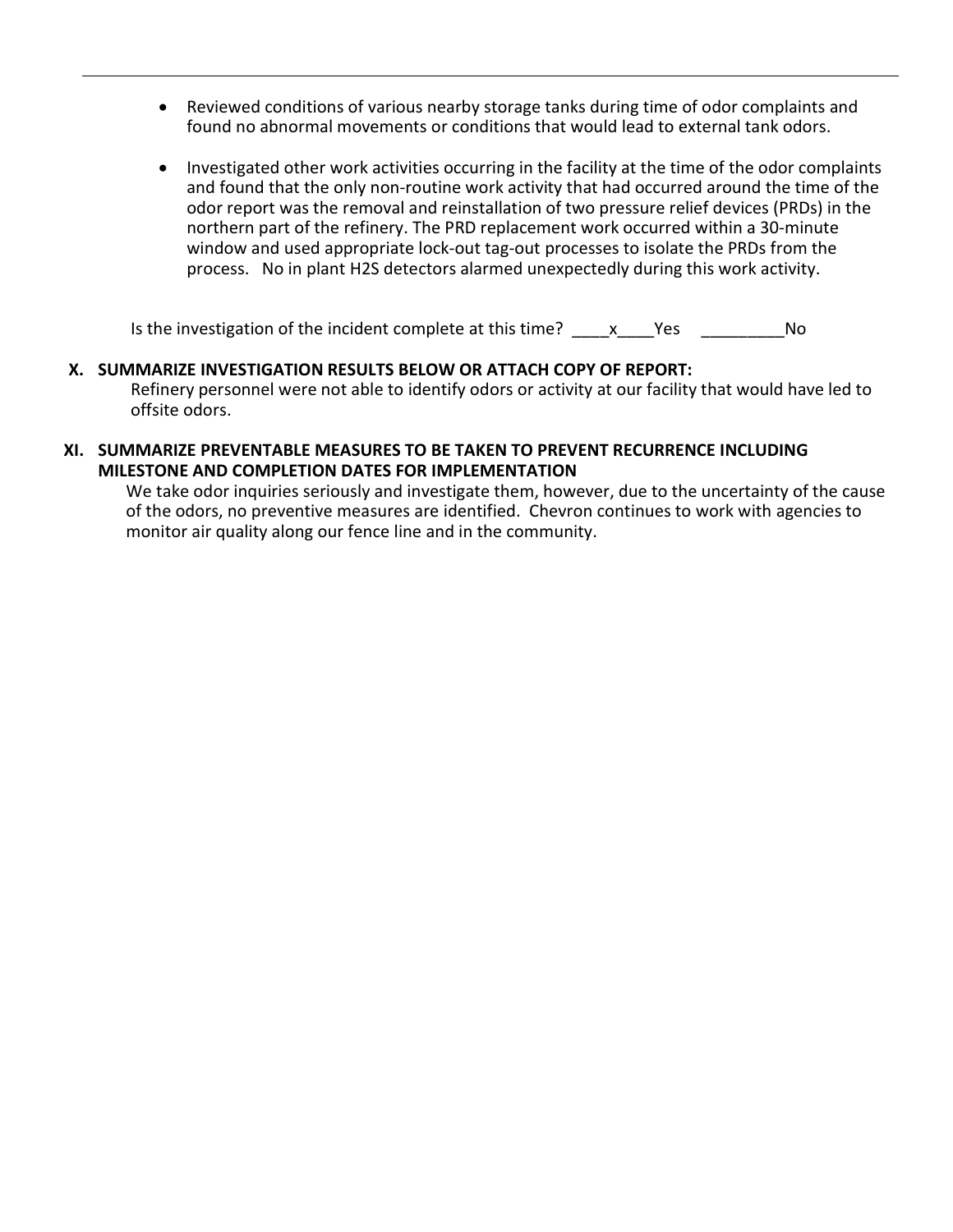- Reviewed conditions of various nearby storage tanks during time of odor complaints and found no abnormal movements or conditions that would lead to external tank odors.

- Investigated other work activities occurring in the facility at the time of the odor complaints and found that the only non-routine work activity that had occurred around the time of the odor report was the removal and reinstallation of two pressure relief devices (PRDs) in the northern part of the refinery. The PRD replacement work occurred within a 30-minute window and used appropriate lock-out tag-out processes to isolate the PRDs from the process. No in plant $H_2S$ detectors alarmed unexpectedly during this work activity.

Is the investigation of the incident complete at this time? ____x____Yes _________No

**X. SUMMARIZE INVESTIGATION RESULTS BELOW OR ATTACH COPY OF REPORT:**

Refinery personnel were not able to identify odors or activity at our facility that would have led to offsite odors.

**XI. SUMMARIZE PREVENTABLE MEASURES TO BE TAKEN TO PREVENT RECURRENCE INCLUDING MILESTONE AND COMPLETION DATES FOR IMPLEMENTATION**

We take odor inquiries seriously and investigate them, however, due to the uncertainty of the cause of the odors, no preventive measures are identified. Chevron continues to work with agencies to monitor air quality along our fence line and in the community.